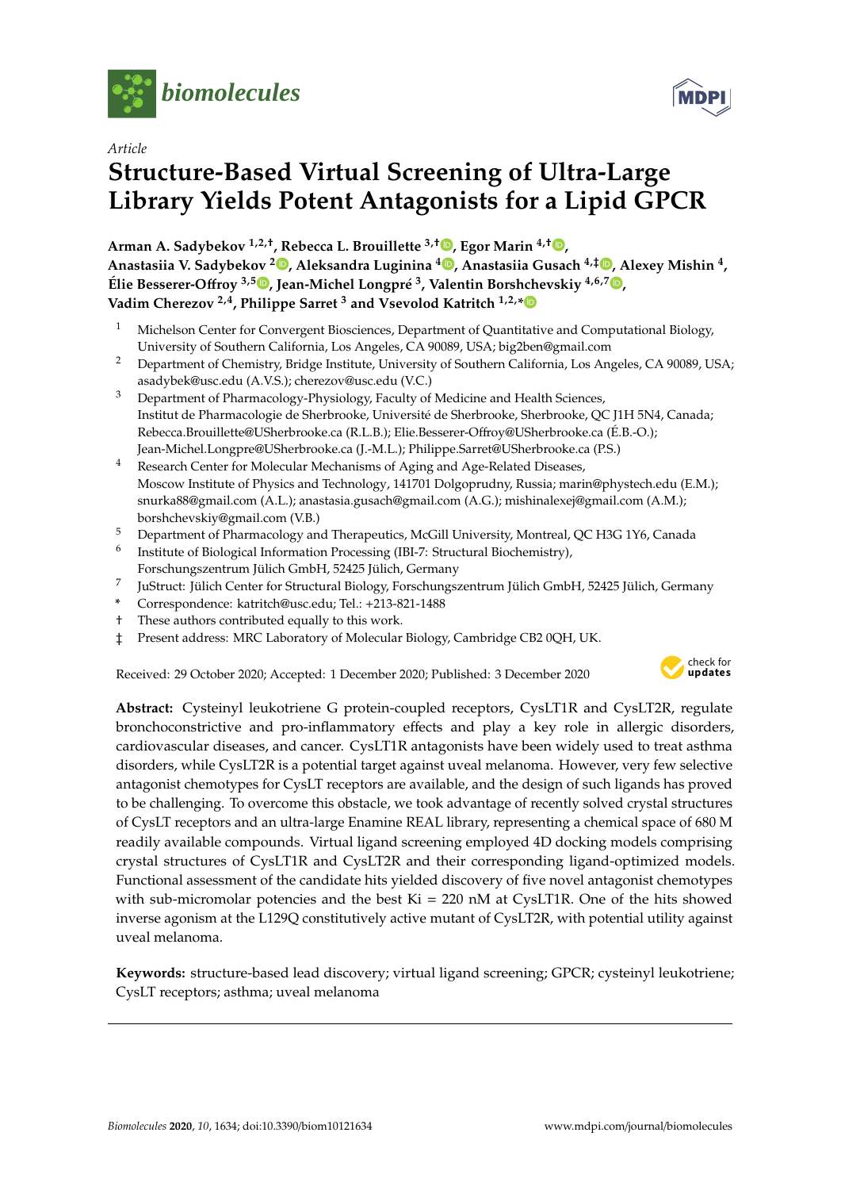*Article*

# Structure-Based Virtual Screening of Ultra-Large Library Yields Potent Antagonists for a Lipid GPCR

**Arman A. Sadybekov [1,2,†], Rebecca L. Brouillette [3,†], Egor Marin [4,†], Anastasiia V. Sadybekov [2], Aleksandra Luginina [4], Anastasiia Gusach [4,‡], Alexey Mishin [4], Élie Besserer-Offroy [3,5], Jean-Michel Longpré [3], Valentin Borshchevskiy [4,6,7], Vadim Cherezov [2,4], Philippe Sarret [3] and Vsevolod Katritch [1,2,*]**

1. Michelson Center for Convergent Biosciences, Department of Quantitative and Computational Biology, University of Southern California, Los Angeles, CA 90089, USA; big2ben@gmail.com
2. Department of Chemistry, Bridge Institute, University of Southern California, Los Angeles, CA 90089, USA; asadybek@usc.edu (A.V.S.); cherezov@usc.edu (V.C.)
3. Department of Pharmacology-Physiology, Faculty of Medicine and Health Sciences, Institut de Pharmacologie de Sherbrooke, Université de Sherbrooke, Sherbrooke, QC J1H 5N4, Canada; Rebecca.Brouillette@USherbrooke.ca (R.L.B.); Elie.Besserer-Offroy@USherbrooke.ca (É.B.-O.); Jean-Michel.Longpre@USherbrooke.ca (J.-M.L.); Philippe.Sarret@USherbrooke.ca (P.S.)
4. Research Center for Molecular Mechanisms of Aging and Age-Related Diseases, Moscow Institute of Physics and Technology, 141701 Dolgoprudny, Russia; marin@phystech.edu (E.M.); snurka88@gmail.com (A.L.); anastasia.gusach@gmail.com (A.G.); mishinalexej@gmail.com (A.M.); borshchevskiy@gmail.com (V.B.)
5. Department of Pharmacology and Therapeutics, McGill University, Montreal, QC H3G 1Y6, Canada
6. Institute of Biological Information Processing (IBI-7: Structural Biochemistry), Forschungszentrum Jülich GmbH, 52425 Jülich, Germany
7. JuStruct: Jülich Center for Structural Biology, Forschungszentrum Jülich GmbH, 52425 Jülich, Germany

\* Correspondence: katritch@usc.edu; Tel.: +213-821-1488

† These authors contributed equally to this work.

‡ Present address: MRC Laboratory of Molecular Biology, Cambridge CB2 0QH, UK.

Received: 29 October 2020; Accepted: 1 December 2020; Published: 3 December 2020

**Abstract:** Cysteinyl leukotriene G protein-coupled receptors, CysLT1R and CysLT2R, regulate bronchoconstrictive and pro-inflammatory effects and play a key role in allergic disorders, cardiovascular diseases, and cancer. CysLT1R antagonists have been widely used to treat asthma disorders, while CysLT2R is a potential target against uveal melanoma. However, very few selective antagonist chemotypes for CysLT receptors are available, and the design of such ligands has proved to be challenging. To overcome this obstacle, we took advantage of recently solved crystal structures of CysLT receptors and an ultra-large Enamine REAL library, representing a chemical space of 680 M readily available compounds. Virtual ligand screening employed 4D docking models comprising crystal structures of CysLT1R and CysLT2R and their corresponding ligand-optimized models. Functional assessment of the candidate hits yielded discovery of five novel antagonist chemotypes with sub-micromolar potencies and the best Ki = 220 nM at CysLT1R. One of the hits showed inverse agonism at the L129Q constitutively active mutant of CysLT2R, with potential utility against uveal melanoma.

**Keywords:** structure-based lead discovery; virtual ligand screening; GPCR; cysteinyl leukotriene; CysLT receptors; asthma; uveal melanoma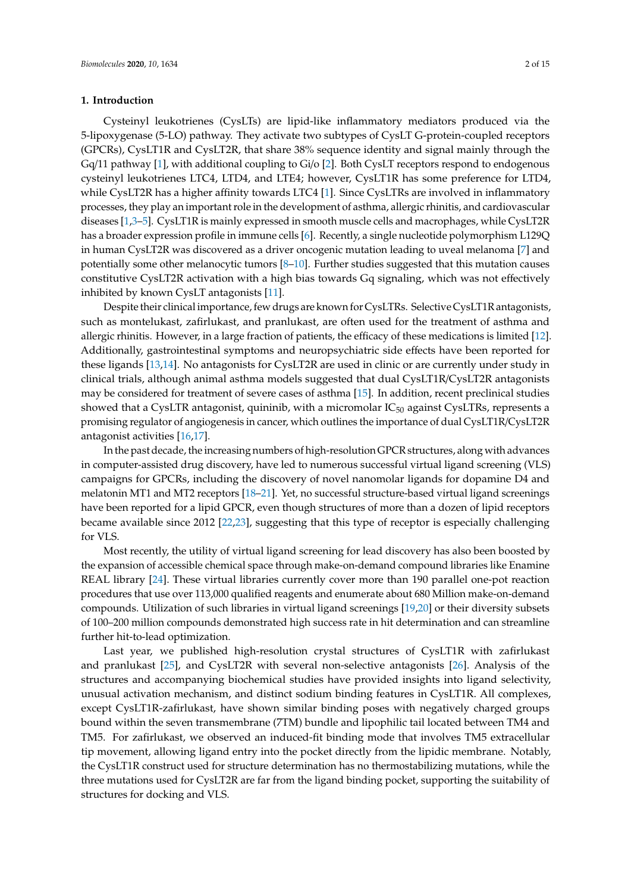## 1. Introduction

Cysteinyl leukotrienes (CysLTs) are lipid-like inflammatory mediators produced via the 5-lipoxygenase (5-LO) pathway. They activate two subtypes of CysLT G-protein-coupled receptors (GPCRs), CysLT1R and CysLT2R, that share 38% sequence identity and signal mainly through the Gq/11 pathway [1], with additional coupling to Gi/o [2]. Both CysLT receptors respond to endogenous cysteinyl leukotrienes LTC4, LTD4, and LTE4; however, CysLT1R has some preference for LTD4, while CysLT2R has a higher affinity towards LTC4 [1]. Since CysLTRs are involved in inflammatory processes, they play an important role in the development of asthma, allergic rhinitis, and cardiovascular diseases [1,3–5]. CysLT1R is mainly expressed in smooth muscle cells and macrophages, while CysLT2R has a broader expression profile in immune cells [6]. Recently, a single nucleotide polymorphism L129Q in human CysLT2R was discovered as a driver oncogenic mutation leading to uveal melanoma [7] and potentially some other melanocytic tumors [8–10]. Further studies suggested that this mutation causes constitutive CysLT2R activation with a high bias towards Gq signaling, which was not effectively inhibited by known CysLT antagonists [11].

Despite their clinical importance, few drugs are known for CysLTRs. Selective CysLT1R antagonists, such as montelukast, zafirlukast, and pranlukast, are often used for the treatment of asthma and allergic rhinitis. However, in a large fraction of patients, the efficacy of these medications is limited [12]. Additionally, gastrointestinal symptoms and neuropsychiatric side effects have been reported for these ligands [13,14]. No antagonists for CysLT2R are used in clinic or are currently under study in clinical trials, although animal asthma models suggested that dual CysLT1R/CysLT2R antagonists may be considered for treatment of severe cases of asthma [15]. In addition, recent preclinical studies showed that a CysLTR antagonist, quininib, with a micromolar $IC_{50}$ against CysLTRs, represents a promising regulator of angiogenesis in cancer, which outlines the importance of dual CysLT1R/CysLT2R antagonist activities [16,17].

In the past decade, the increasing numbers of high-resolution GPCR structures, along with advances in computer-assisted drug discovery, have led to numerous successful virtual ligand screening (VLS) campaigns for GPCRs, including the discovery of novel nanomolar ligands for dopamine D4 and melatonin MT1 and MT2 receptors [18–21]. Yet, no successful structure-based virtual ligand screenings have been reported for a lipid GPCR, even though structures of more than a dozen of lipid receptors became available since 2012 [22,23], suggesting that this type of receptor is especially challenging for VLS.

Most recently, the utility of virtual ligand screening for lead discovery has also been boosted by the expansion of accessible chemical space through make-on-demand compound libraries like Enamine REAL library [24]. These virtual libraries currently cover more than 190 parallel one-pot reaction procedures that use over 113,000 qualified reagents and enumerate about 680 Million make-on-demand compounds. Utilization of such libraries in virtual ligand screenings [19,20] or their diversity subsets of 100–200 million compounds demonstrated high success rate in hit determination and can streamline further hit-to-lead optimization.

Last year, we published high-resolution crystal structures of CysLT1R with zafirlukast and pranlukast [25], and CysLT2R with several non-selective antagonists [26]. Analysis of the structures and accompanying biochemical studies have provided insights into ligand selectivity, unusual activation mechanism, and distinct sodium binding features in CysLT1R. All complexes, except CysLT1R-zafirlukast, have shown similar binding poses with negatively charged groups bound within the seven transmembrane (7TM) bundle and lipophilic tail located between TM4 and TM5. For zafirlukast, we observed an induced-fit binding mode that involves TM5 extracellular tip movement, allowing ligand entry into the pocket directly from the lipidic membrane. Notably, the CysLT1R construct used for structure determination has no thermostabilizing mutations, while the three mutations used for CysLT2R are far from the ligand binding pocket, supporting the suitability of structures for docking and VLS.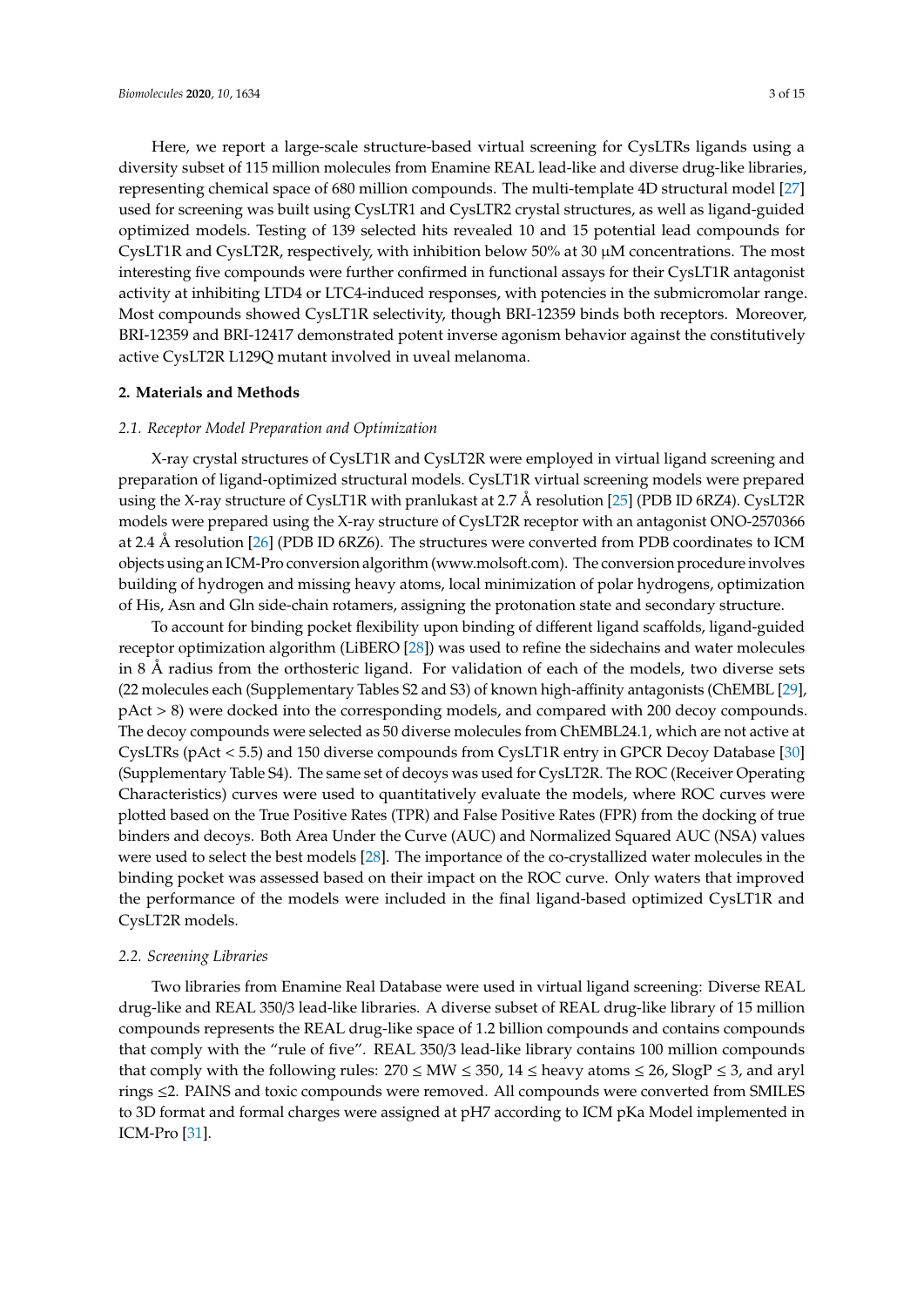Here, we report a large-scale structure-based virtual screening for CysLTRs ligands using a diversity subset of 115 million molecules from Enamine REAL lead-like and diverse drug-like libraries, representing chemical space of 680 million compounds. The multi-template 4D structural model [27] used for screening was built using CysLTR1 and CysLTR2 crystal structures, as well as ligand-guided optimized models. Testing of 139 selected hits revealed 10 and 15 potential lead compounds for CysLT1R and CysLT2R, respectively, with inhibition below 50% at 30 μM concentrations. The most interesting five compounds were further confirmed in functional assays for their CysLT1R antagonist activity at inhibiting LTD4 or LTC4-induced responses, with potencies in the submicromolar range. Most compounds showed CysLT1R selectivity, though BRI-12359 binds both receptors. Moreover, BRI-12359 and BRI-12417 demonstrated potent inverse agonism behavior against the constitutively active CysLT2R L129Q mutant involved in uveal melanoma.

## 2. Materials and Methods

### *2.1. Receptor Model Preparation and Optimization*

X-ray crystal structures of CysLT1R and CysLT2R were employed in virtual ligand screening and preparation of ligand-optimized structural models. CysLT1R virtual screening models were prepared using the X-ray structure of CysLT1R with pranlukast at 2.7 Å resolution [25] (PDB ID 6RZ4). CysLT2R models were prepared using the X-ray structure of CysLT2R receptor with an antagonist ONO-2570366 at 2.4 Å resolution [26] (PDB ID 6RZ6). The structures were converted from PDB coordinates to ICM objects using an ICM-Pro conversion algorithm (www.molsoft.com). The conversion procedure involves building of hydrogen and missing heavy atoms, local minimization of polar hydrogens, optimization of His, Asn and Gln side-chain rotamers, assigning the protonation state and secondary structure.

To account for binding pocket flexibility upon binding of different ligand scaffolds, ligand-guided receptor optimization algorithm (LiBERO [28]) was used to refine the sidechains and water molecules in 8 Å radius from the orthosteric ligand. For validation of each of the models, two diverse sets (22 molecules each (Supplementary Tables S2 and S3) of known high-affinity antagonists (ChEMBL [29], pAct > 8) were docked into the corresponding models, and compared with 200 decoy compounds. The decoy compounds were selected as 50 diverse molecules from ChEMBL24.1, which are not active at CysLTRs (pAct < 5.5) and 150 diverse compounds from CysLT1R entry in GPCR Decoy Database [30] (Supplementary Table S4). The same set of decoys was used for CysLT2R. The ROC (Receiver Operating Characteristics) curves were used to quantitatively evaluate the models, where ROC curves were plotted based on the True Positive Rates (TPR) and False Positive Rates (FPR) from the docking of true binders and decoys. Both Area Under the Curve (AUC) and Normalized Squared AUC (NSA) values were used to select the best models [28]. The importance of the co-crystallized water molecules in the binding pocket was assessed based on their impact on the ROC curve. Only waters that improved the performance of the models were included in the final ligand-based optimized CysLT1R and CysLT2R models.

### *2.2. Screening Libraries*

Two libraries from Enamine Real Database were used in virtual ligand screening: Diverse REAL drug-like and REAL 350/3 lead-like libraries. A diverse subset of REAL drug-like library of 15 million compounds represents the REAL drug-like space of 1.2 billion compounds and contains compounds that comply with the "rule of five". REAL 350/3 lead-like library contains 100 million compounds that comply with the following rules: $270 \leq MW \leq 350$, $14 \leq$ heavy atoms $\leq 26$, $SlogP \leq 3$, and aryl rings $\leq 2$. PAINS and toxic compounds were removed. All compounds were converted from SMILES to 3D format and formal charges were assigned at pH7 according to ICM pKa Model implemented in ICM-Pro [31].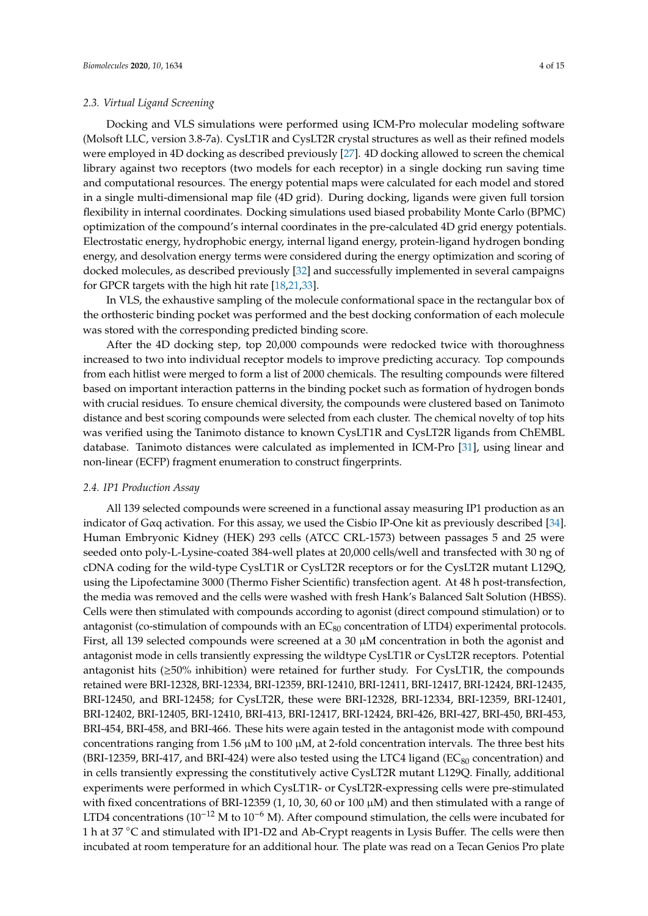### 2.3. Virtual Ligand Screening

Docking and VLS simulations were performed using ICM-Pro molecular modeling software (Molsoft LLC, version 3.8-7a). CysLT1R and CysLT2R crystal structures as well as their refined models were employed in 4D docking as described previously [27]. 4D docking allowed to screen the chemical library against two receptors (two models for each receptor) in a single docking run saving time and computational resources. The energy potential maps were calculated for each model and stored in a single multi-dimensional map file (4D grid). During docking, ligands were given full torsion flexibility in internal coordinates. Docking simulations used biased probability Monte Carlo (BPMC) optimization of the compound's internal coordinates in the pre-calculated 4D grid energy potentials. Electrostatic energy, hydrophobic energy, internal ligand energy, protein-ligand hydrogen bonding energy, and desolvation energy terms were considered during the energy optimization and scoring of docked molecules, as described previously [32] and successfully implemented in several campaigns for GPCR targets with the high hit rate [18,21,33].

In VLS, the exhaustive sampling of the molecule conformational space in the rectangular box of the orthosteric binding pocket was performed and the best docking conformation of each molecule was stored with the corresponding predicted binding score.

After the 4D docking step, top 20,000 compounds were redocked twice with thoroughness increased to two into individual receptor models to improve predicting accuracy. Top compounds from each hitlist were merged to form a list of 2000 chemicals. The resulting compounds were filtered based on important interaction patterns in the binding pocket such as formation of hydrogen bonds with crucial residues. To ensure chemical diversity, the compounds were clustered based on Tanimoto distance and best scoring compounds were selected from each cluster. The chemical novelty of top hits was verified using the Tanimoto distance to known CysLT1R and CysLT2R ligands from ChEMBL database. Tanimoto distances were calculated as implemented in ICM-Pro [31], using linear and non-linear (ECFP) fragment enumeration to construct fingerprints.

### 2.4. IP1 Production Assay

All 139 selected compounds were screened in a functional assay measuring IP1 production as an indicator of Gαq activation. For this assay, we used the Cisbio IP-One kit as previously described [34]. Human Embryonic Kidney (HEK) 293 cells (ATCC CRL-1573) between passages 5 and 25 were seeded onto poly-L-Lysine-coated 384-well plates at 20,000 cells/well and transfected with 30 ng of cDNA coding for the wild-type CysLT1R or CysLT2R receptors or for the CysLT2R mutant L129Q, using the Lipofectamine 3000 (Thermo Fisher Scientific) transfection agent. At 48 h post-transfection, the media was removed and the cells were washed with fresh Hank's Balanced Salt Solution (HBSS). Cells were then stimulated with compounds according to agonist (direct compound stimulation) or to antagonist (co-stimulation of compounds with an $EC_{80}$ concentration of LTD4) experimental protocols. First, all 139 selected compounds were screened at a 30 μM concentration in both the agonist and antagonist mode in cells transiently expressing the wildtype CysLT1R or CysLT2R receptors. Potential antagonist hits (≥50% inhibition) were retained for further study. For CysLT1R, the compounds retained were BRI-12328, BRI-12334, BRI-12359, BRI-12410, BRI-12411, BRI-12417, BRI-12424, BRI-12435, BRI-12450, and BRI-12458; for CysLT2R, these were BRI-12328, BRI-12334, BRI-12359, BRI-12401, BRI-12402, BRI-12405, BRI-12410, BRI-413, BRI-12417, BRI-12424, BRI-426, BRI-427, BRI-450, BRI-453, BRI-454, BRI-458, and BRI-466. These hits were again tested in the antagonist mode with compound concentrations ranging from 1.56 μM to 100 μM, at 2-fold concentration intervals. The three best hits (BRI-12359, BRI-417, and BRI-424) were also tested using the LTC4 ligand ($EC_{80}$ concentration) and in cells transiently expressing the constitutively active CysLT2R mutant L129Q. Finally, additional experiments were performed in which CysLT1R- or CysLT2R-expressing cells were pre-stimulated with fixed concentrations of BRI-12359 (1, 10, 30, 60 or 100 μM) and then stimulated with a range of LTD4 concentrations ($10^{-12}$ M to $10^{-6}$ M). After compound stimulation, the cells were incubated for 1 h at 37 °C and stimulated with IP1-D2 and Ab-Crypt reagents in Lysis Buffer. The cells were then incubated at room temperature for an additional hour. The plate was read on a Tecan Genios Pro plate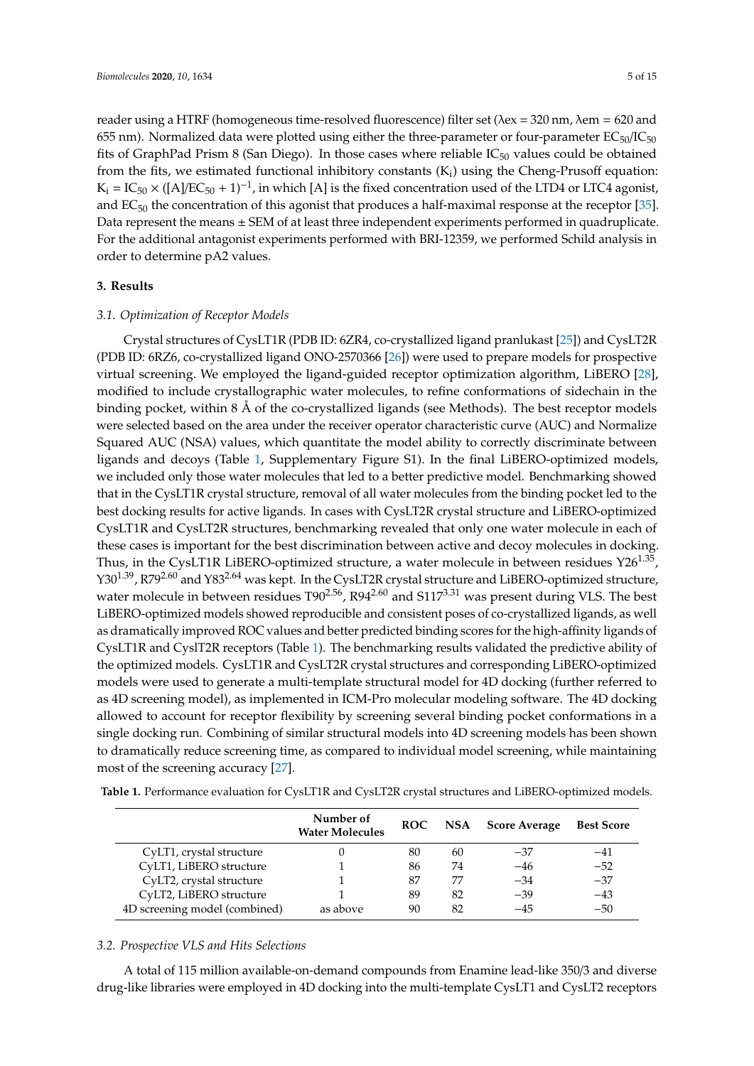reader using a HTRF (homogeneous time-resolved fluorescence) filter set (λex = 320 nm, λem = 620 and 655 nm). Normalized data were plotted using either the three-parameter or four-parameter $EC_{50}/IC_{50}$ fits of GraphPad Prism 8 (San Diego). In those cases where reliable $IC_{50}$ values could be obtained from the fits, we estimated functional inhibitory constants ($K_i$) using the Cheng-Prusoff equation: $K_i = IC_{50} \times ([A]/EC_{50} + 1)^{-1}$, in which [A] is the fixed concentration used of the LTD4 or LTC4 agonist, and $EC_{50}$ the concentration of this agonist that produces a half-maximal response at the receptor [35]. Data represent the means ± SEM of at least three independent experiments performed in quadruplicate. For the additional antagonist experiments performed with BRI-12359, we performed Schild analysis in order to determine pA2 values.

## 3. Results

### *3.1. Optimization of Receptor Models*

Crystal structures of CysLT1R (PDB ID: 6ZR4, co-crystallized ligand pranlukast [25]) and CysLT2R (PDB ID: 6RZ6, co-crystallized ligand ONO-2570366 [26]) were used to prepare models for prospective virtual screening. We employed the ligand-guided receptor optimization algorithm, LiBERO [28], modified to include crystallographic water molecules, to refine conformations of sidechain in the binding pocket, within 8 Å of the co-crystallized ligands (see Methods). The best receptor models were selected based on the area under the receiver operator characteristic curve (AUC) and Normalize Squared AUC (NSA) values, which quantitate the model ability to correctly discriminate between ligands and decoys (Table 1, Supplementary Figure S1). In the final LiBERO-optimized models, we included only those water molecules that led to a better predictive model. Benchmarking showed that in the CysLT1R crystal structure, removal of all water molecules from the binding pocket led to the best docking results for active ligands. In cases with CysLT2R crystal structure and LiBERO-optimized CysLT1R and CysLT2R structures, benchmarking revealed that only one water molecule in each of these cases is important for the best discrimination between active and decoy molecules in docking. Thus, in the CysLT1R LiBERO-optimized structure, a water molecule in between residues $Y26^{1.35}$, $Y30^{1.39}$, $R79^{2.60}$ and $Y83^{2.64}$ was kept. In the CysLT2R crystal structure and LiBERO-optimized structure, water molecule in between residues $T90^{2.56}$, $R94^{2.60}$ and $S117^{3.31}$ was present during VLS. The best LiBERO-optimized models showed reproducible and consistent poses of co-crystallized ligands, as well as dramatically improved ROC values and better predicted binding scores for the high-affinity ligands of CysLT1R and CyslT2R receptors (Table 1). The benchmarking results validated the predictive ability of the optimized models. CysLT1R and CysLT2R crystal structures and corresponding LiBERO-optimized models were used to generate a multi-template structural model for 4D docking (further referred to as 4D screening model), as implemented in ICM-Pro molecular modeling software. The 4D docking allowed to account for receptor flexibility by screening several binding pocket conformations in a single docking run. Combining of similar structural models into 4D screening models has been shown to dramatically reduce screening time, as compared to individual model screening, while maintaining most of the screening accuracy [27].

**Table 1.** Performance evaluation for CysLT1R and CysLT2R crystal structures and LiBERO-optimized models.

| | Number of Water Molecules | ROC | NSA | Score Average | Best Score |
|---|---|---|---|---|---|
| CyLT1, crystal structure | 0 | 80 | 60 | −37 | −41 |
| CyLT1, LiBERO structure | 1 | 86 | 74 | −46 | −52 |
| CyLT2, crystal structure | 1 | 87 | 77 | −34 | −37 |
| CyLT2, LiBERO structure | 1 | 89 | 82 | −39 | −43 |
| 4D screening model (combined) | as above | 90 | 82 | −45 | −50 |

### *3.2. Prospective VLS and Hits Selections*

A total of 115 million available-on-demand compounds from Enamine lead-like 350/3 and diverse drug-like libraries were employed in 4D docking into the multi-template CysLT1 and CysLT2 receptors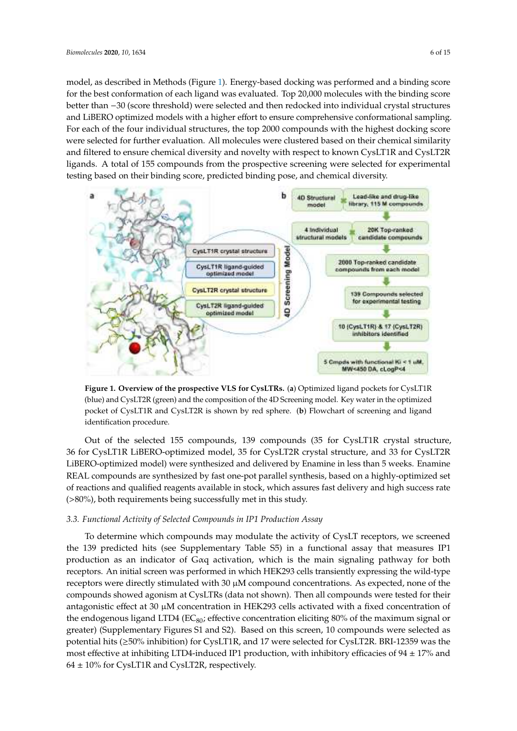model, as described in Methods (Figure 1). Energy-based docking was performed and a binding score for the best conformation of each ligand was evaluated. Top 20,000 molecules with the binding score better than −30 (score threshold) were selected and then redocked into individual crystal structures and LiBERO optimized models with a higher effort to ensure comprehensive conformational sampling. For each of the four individual structures, the top 2000 compounds with the highest docking score were selected for further evaluation. All molecules were clustered based on their chemical similarity and filtered to ensure chemical diversity and novelty with respect to known CysLT1R and CysLT2R ligands. A total of 155 compounds from the prospective screening were selected for experimental testing based on their binding score, predicted binding pose, and chemical diversity.

**Figure 1. Overview of the prospective VLS for CysLTRs.** (**a**) Optimized ligand pockets for CysLT1R (blue) and CysLT2R (green) and the composition of the 4D Screening model. Key water in the optimized pocket of CysLT1R and CysLT2R is shown by red sphere. (**b**) Flowchart of screening and ligand identification procedure.

Out of the selected 155 compounds, 139 compounds (35 for CysLT1R crystal structure, 36 for CysLT1R LiBERO-optimized model, 35 for CysLT2R crystal structure, and 33 for CysLT2R LiBERO-optimized model) were synthesized and delivered by Enamine in less than 5 weeks. Enamine REAL compounds are synthesized by fast one-pot parallel synthesis, based on a highly-optimized set of reactions and qualified reagents available in stock, which assures fast delivery and high success rate (>80%), both requirements being successfully met in this study.

### *3.3. Functional Activity of Selected Compounds in IP1 Production Assay*

To determine which compounds may modulate the activity of CysLT receptors, we screened the 139 predicted hits (see Supplementary Table S5) in a functional assay that measures IP1 production as an indicator of Gαq activation, which is the main signaling pathway for both receptors. An initial screen was performed in which HEK293 cells transiently expressing the wild-type receptors were directly stimulated with 30 μM compound concentrations. As expected, none of the compounds showed agonism at CysLTRs (data not shown). Then all compounds were tested for their antagonistic effect at 30 μM concentration in HEK293 cells activated with a fixed concentration of the endogenous ligand LTD4 ($EC_{80}$; effective concentration eliciting 80% of the maximum signal or greater) (Supplementary Figures S1 and S2). Based on this screen, 10 compounds were selected as potential hits (≥50% inhibition) for CysLT1R, and 17 were selected for CysLT2R. BRI-12359 was the most effective at inhibiting LTD4-induced IP1 production, with inhibitory efficacies of 94 ± 17% and 64 ± 10% for CysLT1R and CysLT2R, respectively.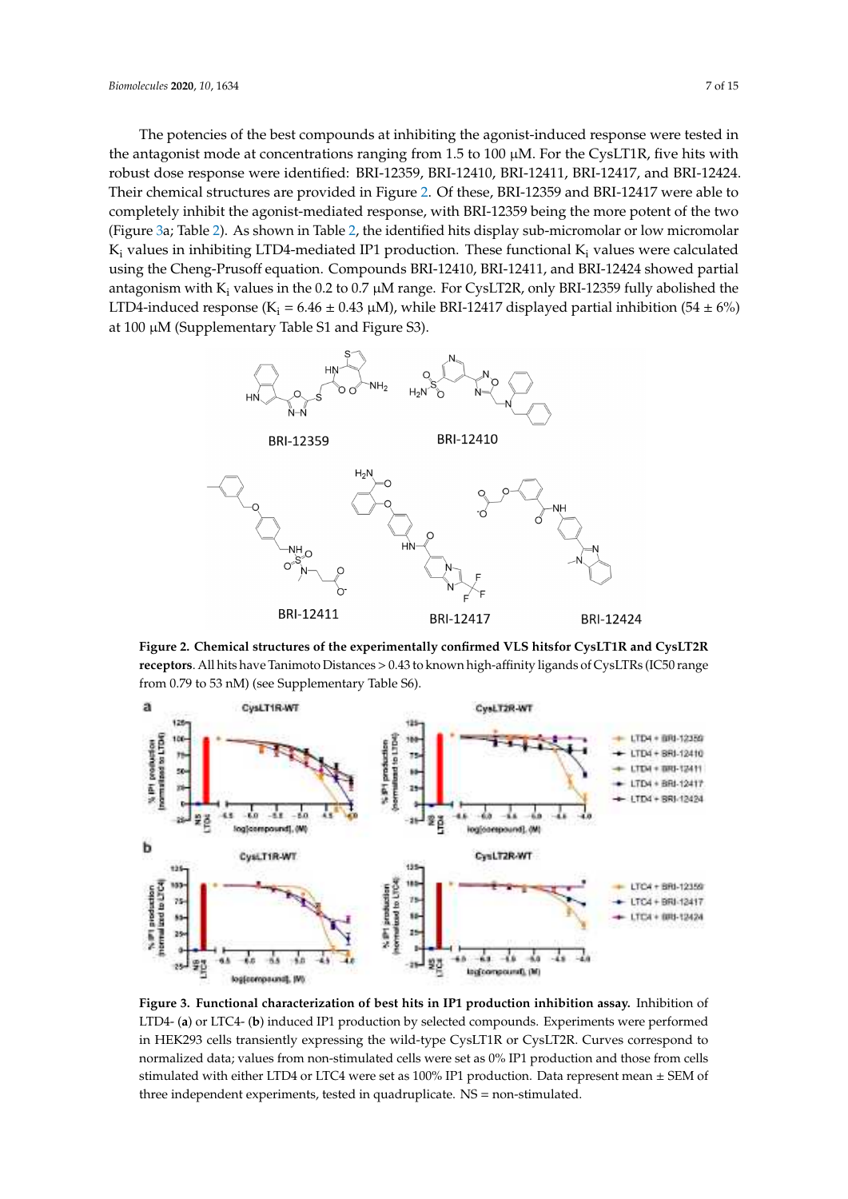The potencies of the best compounds at inhibiting the agonist-induced response were tested in the antagonist mode at concentrations ranging from 1.5 to 100 μM. For the CysLT1R, five hits with robust dose response were identified: BRI-12359, BRI-12410, BRI-12411, BRI-12417, and BRI-12424. Their chemical structures are provided in Figure 2. Of these, BRI-12359 and BRI-12417 were able to completely inhibit the agonist-mediated response, with BRI-12359 being the more potent of the two (Figure 3a; Table 2). As shown in Table 2, the identified hits display sub-micromolar or low micromolar $K_i$ values in inhibiting LTD4-mediated IP1 production. These functional $K_i$ values were calculated using the Cheng-Prusoff equation. Compounds BRI-12410, BRI-12411, and BRI-12424 showed partial antagonism with $K_i$ values in the 0.2 to 0.7 μM range. For CysLT2R, only BRI-12359 fully abolished the LTD4-induced response ($K_i$ = 6.46 ± 0.43 μM), while BRI-12417 displayed partial inhibition (54 ± 6%) at 100 μM (Supplementary Table S1 and Figure S3).

**Figure 2. Chemical structures of the experimentally confirmed VLS hitsfor CysLT1R and CysLT2R receptors**. All hits have Tanimoto Distances > 0.43 to known high-affinity ligands of CysLTRs (IC50 range from 0.79 to 53 nM) (see Supplementary Table S6).

**Figure 3. Functional characterization of best hits in IP1 production inhibition assay.** Inhibition of LTD4- (**a**) or LTC4- (**b**) induced IP1 production by selected compounds. Experiments were performed in HEK293 cells transiently expressing the wild-type CysLT1R or CysLT2R. Curves correspond to normalized data; values from non-stimulated cells were set as 0% IP1 production and those from cells stimulated with either LTD4 or LTC4 were set as 100% IP1 production. Data represent mean ± SEM of three independent experiments, tested in quadruplicate. NS = non-stimulated.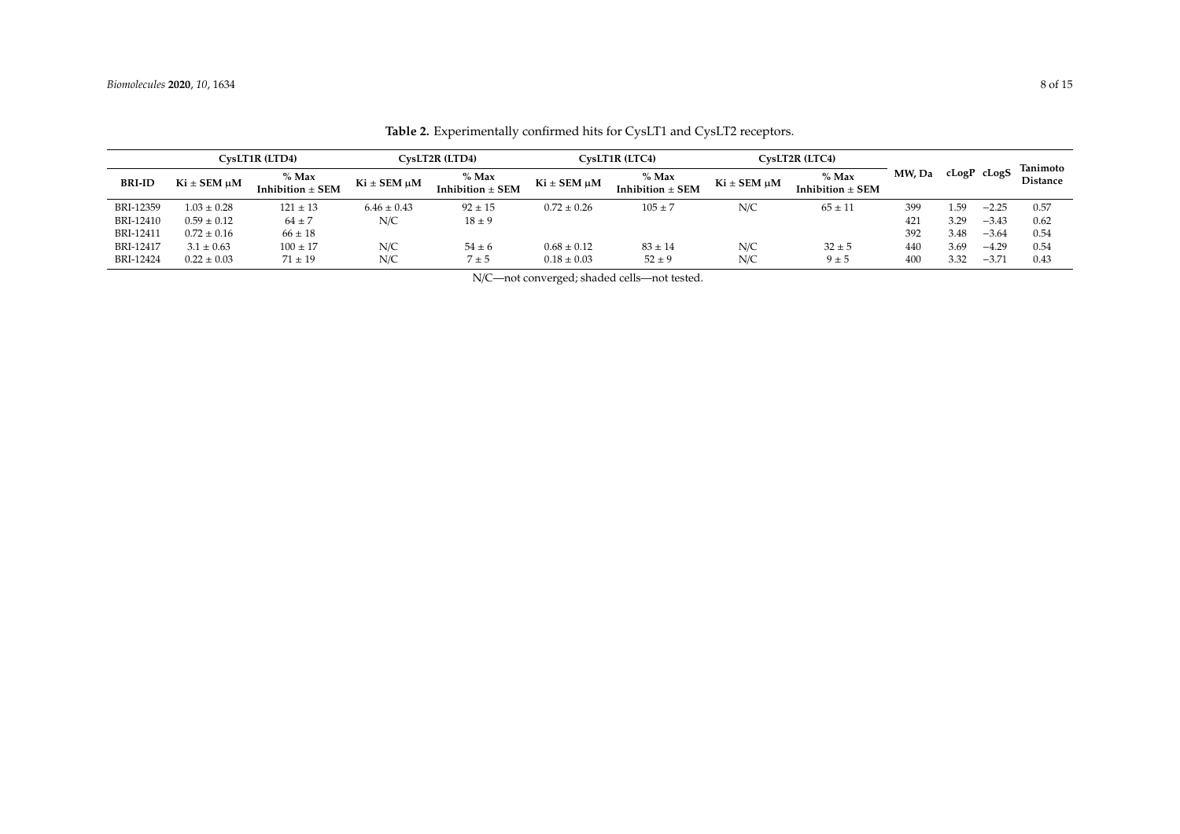**Table 2.** Experimentally confirmed hits for CysLT1 and CysLT2 receptors.

| | CysLT1R (LTD4) | | CysLT2R (LTD4) | | CysLT1R (LTC4) | | CysLT2R (LTC4) | | | | | |
|---|---|---|---|---|---|---|---|---|---|---|---|---|
| **BRI-ID** | **Ki ± SEM μM** | **% Max Inhibition ± SEM** | **Ki ± SEM μM** | **% Max Inhibition ± SEM** | **Ki ± SEM μM** | **% Max Inhibition ± SEM** | **Ki ± SEM μM** | **% Max Inhibition ± SEM** | **MW, Da** | **cLogP** | **cLogS** | **Tanimoto Distance** |
| BRI-12359 | 1.03 ± 0.28 | 121 ± 13 | 6.46 ± 0.43 | 92 ± 15 | 0.72 ± 0.26 | 105 ± 7 | N/C | 65 ± 11 | 399 | 1.59 | −2.25 | 0.57 |
| BRI-12410 | 0.59 ± 0.12 | 64 ± 7 | N/C | 18 ± 9 | | | | | 421 | 3.29 | −3.43 | 0.62 |
| BRI-12411 | 0.72 ± 0.16 | 66 ± 18 | | | | | | | 392 | 3.48 | −3.64 | 0.54 |
| BRI-12417 | 3.1 ± 0.63 | 100 ± 17 | N/C | 54 ± 6 | 0.68 ± 0.12 | 83 ± 14 | N/C | 32 ± 5 | 440 | 3.69 | −4.29 | 0.54 |
| BRI-12424 | 0.22 ± 0.03 | 71 ± 19 | N/C | 7 ± 5 | 0.18 ± 0.03 | 52 ± 9 | N/C | 9 ± 5 | 400 | 3.32 | −3.71 | 0.43 |

N/C—not converged; shaded cells—not tested.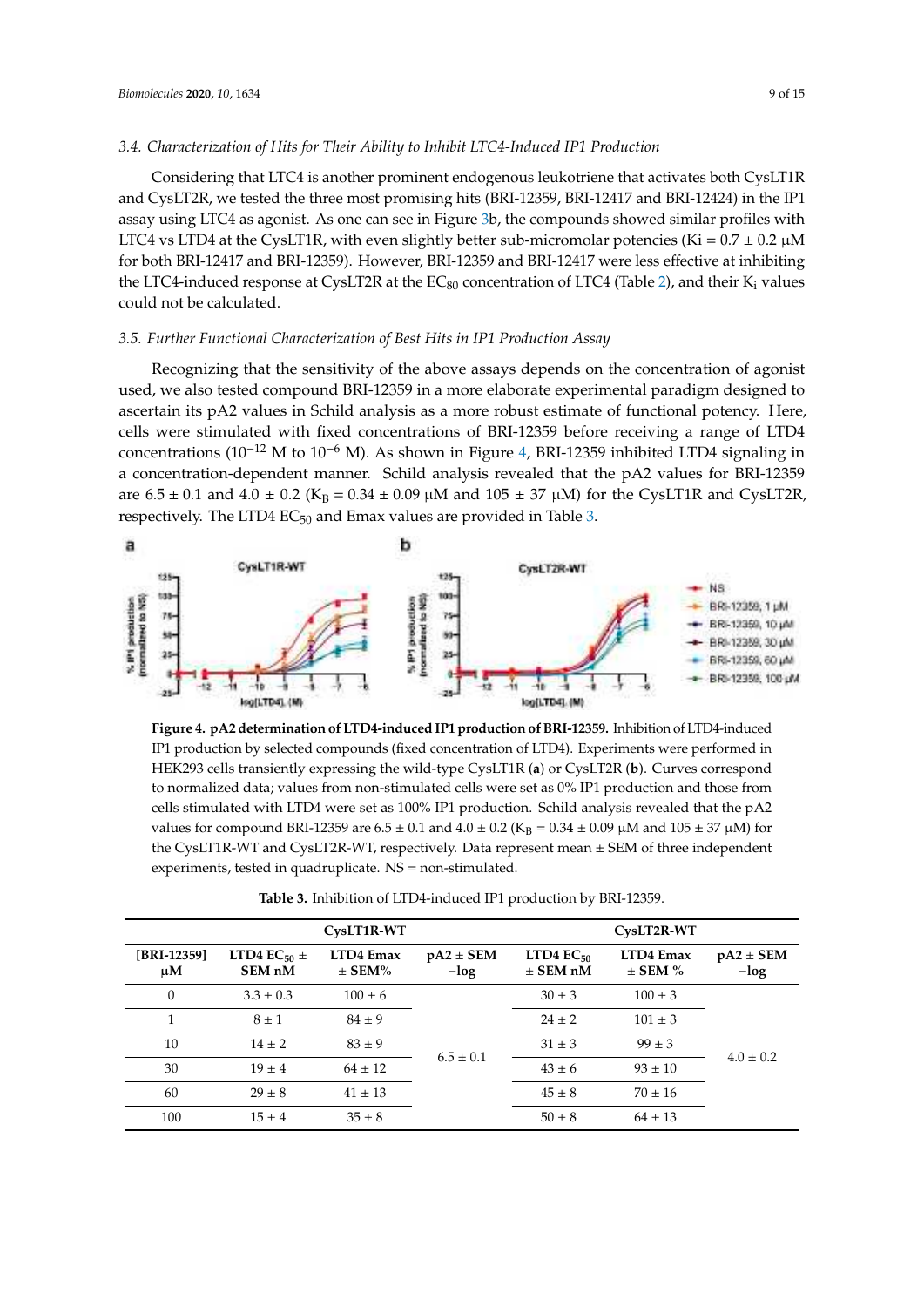### 3.4. Characterization of Hits for Their Ability to Inhibit LTC4-Induced IP1 Production

Considering that LTC4 is another prominent endogenous leukotriene that activates both CysLT1R and CysLT2R, we tested the three most promising hits (BRI-12359, BRI-12417 and BRI-12424) in the IP1 assay using LTC4 as agonist. As one can see in Figure 3b, the compounds showed similar profiles with LTC4 vs LTD4 at the CysLT1R, with even slightly better sub-micromolar potencies (Ki = 0.7 ± 0.2 μM for both BRI-12417 and BRI-12359). However, BRI-12359 and BRI-12417 were less effective at inhibiting the LTC4-induced response at CysLT2R at the $EC_{80}$ concentration of LTC4 (Table 2), and their $K_i$ values could not be calculated.

### 3.5. Further Functional Characterization of Best Hits in IP1 Production Assay

Recognizing that the sensitivity of the above assays depends on the concentration of agonist used, we also tested compound BRI-12359 in a more elaborate experimental paradigm designed to ascertain its pA2 values in Schild analysis as a more robust estimate of functional potency. Here, cells were stimulated with fixed concentrations of BRI-12359 before receiving a range of LTD4 concentrations ($10^{-12}$ M to $10^{-6}$ M). As shown in Figure 4, BRI-12359 inhibited LTD4 signaling in a concentration-dependent manner. Schild analysis revealed that the pA2 values for BRI-12359 are 6.5 ± 0.1 and 4.0 ± 0.2 ($K_B$ = 0.34 ± 0.09 μM and 105 ± 37 μM) for the CysLT1R and CysLT2R, respectively. The LTD4 $EC_{50}$ and Emax values are provided in Table 3.

**Figure 4. pA2 determination of LTD4-induced IP1 production of BRI-12359.** Inhibition of LTD4-induced IP1 production by selected compounds (fixed concentration of LTD4). Experiments were performed in HEK293 cells transiently expressing the wild-type CysLT1R (**a**) or CysLT2R (**b**). Curves correspond to normalized data; values from non-stimulated cells were set as 0% IP1 production and those from cells stimulated with LTD4 were set as 100% IP1 production. Schild analysis revealed that the pA2 values for compound BRI-12359 are 6.5 ± 0.1 and 4.0 ± 0.2 ($K_B$ = 0.34 ± 0.09 μM and 105 ± 37 μM) for the CysLT1R-WT and CysLT2R-WT, respectively. Data represent mean ± SEM of three independent experiments, tested in quadruplicate. NS = non-stimulated.

**Table 3.** Inhibition of LTD4-induced IP1 production by BRI-12359.

| | CysLT1R-WT | | | CysLT2R-WT | | |
|---|---|---|---|---|---|---|
| [BRI-12359] μM | LTD4 $EC_{50}$ ± SEM nM | LTD4 Emax ± SEM% | pA2 ± SEM −log | LTD4 $EC_{50}$ ± SEM nM | LTD4 Emax ± SEM % | pA2 ± SEM −log |
| 0 | 3.3 ± 0.3 | 100 ± 6 | 6.5 ± 0.1 | 30 ± 3 | 100 ± 3 | 4.0 ± 0.2 |
| 1 | 8 ± 1 | 84 ± 9 | | 24 ± 2 | 101 ± 3 | |
| 10 | 14 ± 2 | 83 ± 9 | | 31 ± 3 | 99 ± 3 | |
| 30 | 19 ± 4 | 64 ± 12 | | 43 ± 6 | 93 ± 10 | |
| 60 | 29 ± 8 | 41 ± 13 | | 45 ± 8 | 70 ± 16 | |
| 100 | 15 ± 4 | 35 ± 8 | | 50 ± 8 | 64 ± 13 | |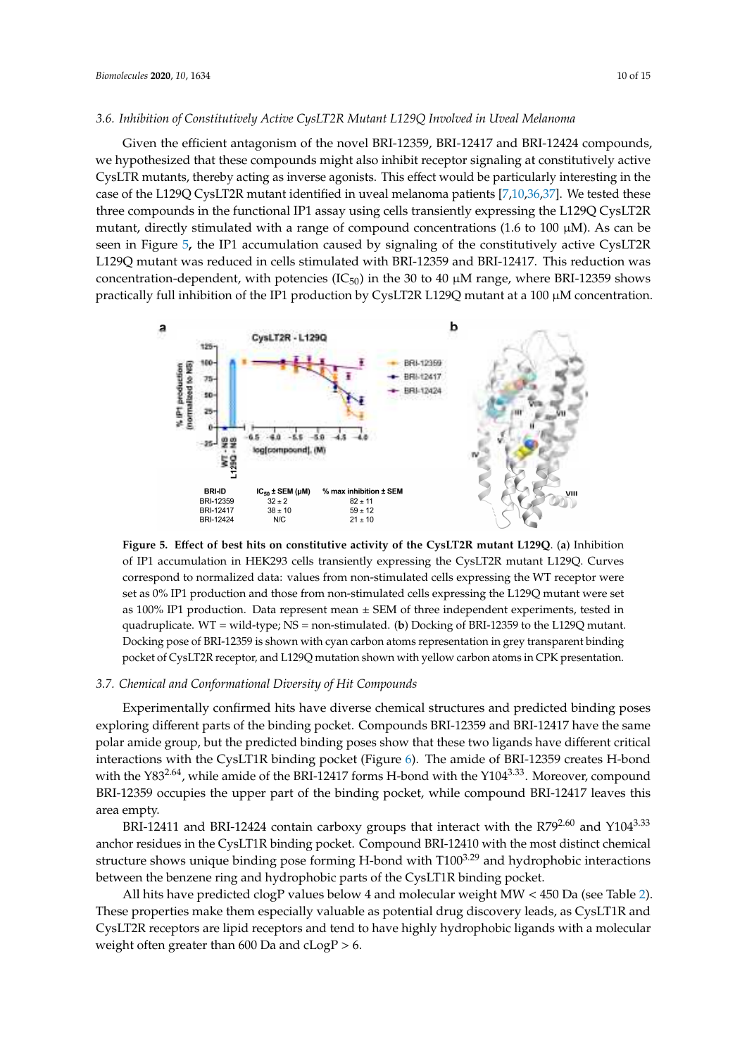### 3.6. Inhibition of Constitutively Active CysLT2R Mutant L129Q Involved in Uveal Melanoma

Given the efficient antagonism of the novel BRI-12359, BRI-12417 and BRI-12424 compounds, we hypothesized that these compounds might also inhibit receptor signaling at constitutively active CysLTR mutants, thereby acting as inverse agonists. This effect would be particularly interesting in the case of the L129Q CysLT2R mutant identified in uveal melanoma patients [7,10,36,37]. We tested these three compounds in the functional IP1 assay using cells transiently expressing the L129Q CysLT2R mutant, directly stimulated with a range of compound concentrations (1.6 to 100 µM). As can be seen in Figure 5, the IP1 accumulation caused by signaling of the constitutively active CysLT2R L129Q mutant was reduced in cells stimulated with BRI-12359 and BRI-12417. This reduction was concentration-dependent, with potencies ($IC_{50}$) in the 30 to 40 µM range, where BRI-12359 shows practically full inhibition of the IP1 production by CysLT2R L129Q mutant at a 100 µM concentration.

**Figure 5. Effect of best hits on constitutive activity of the CysLT2R mutant L129Q**. (**a**) Inhibition of IP1 accumulation in HEK293 cells transiently expressing the CysLT2R mutant L129Q. Curves correspond to normalized data: values from non-stimulated cells expressing the WT receptor were set as 0% IP1 production and those from non-stimulated cells expressing the L129Q mutant were set as 100% IP1 production. Data represent mean ± SEM of three independent experiments, tested in quadruplicate. WT = wild-type; NS = non-stimulated. (**b**) Docking of BRI-12359 to the L129Q mutant. Docking pose of BRI-12359 is shown with cyan carbon atoms representation in grey transparent binding pocket of CysLT2R receptor, and L129Q mutation shown with yellow carbon atoms in CPK presentation.

### 3.7. Chemical and Conformational Diversity of Hit Compounds

Experimentally confirmed hits have diverse chemical structures and predicted binding poses exploring different parts of the binding pocket. Compounds BRI-12359 and BRI-12417 have the same polar amide group, but the predicted binding poses show that these two ligands have different critical interactions with the CysLT1R binding pocket (Figure 6). The amide of BRI-12359 creates H-bond with the $Y83^{2.64}$, while amide of the BRI-12417 forms H-bond with the $Y104^{3.33}$. Moreover, compound BRI-12359 occupies the upper part of the binding pocket, while compound BRI-12417 leaves this area empty.

BRI-12411 and BRI-12424 contain carboxy groups that interact with the $R79^{2.60}$ and $Y104^{3.33}$ anchor residues in the CysLT1R binding pocket. Compound BRI-12410 with the most distinct chemical structure shows unique binding pose forming H-bond with $T100^{3.29}$ and hydrophobic interactions between the benzene ring and hydrophobic parts of the CysLT1R binding pocket.

All hits have predicted clogP values below 4 and molecular weight MW < 450 Da (see Table 2). These properties make them especially valuable as potential drug discovery leads, as CysLT1R and CysLT2R receptors are lipid receptors and tend to have highly hydrophobic ligands with a molecular weight often greater than 600 Da and cLogP > 6.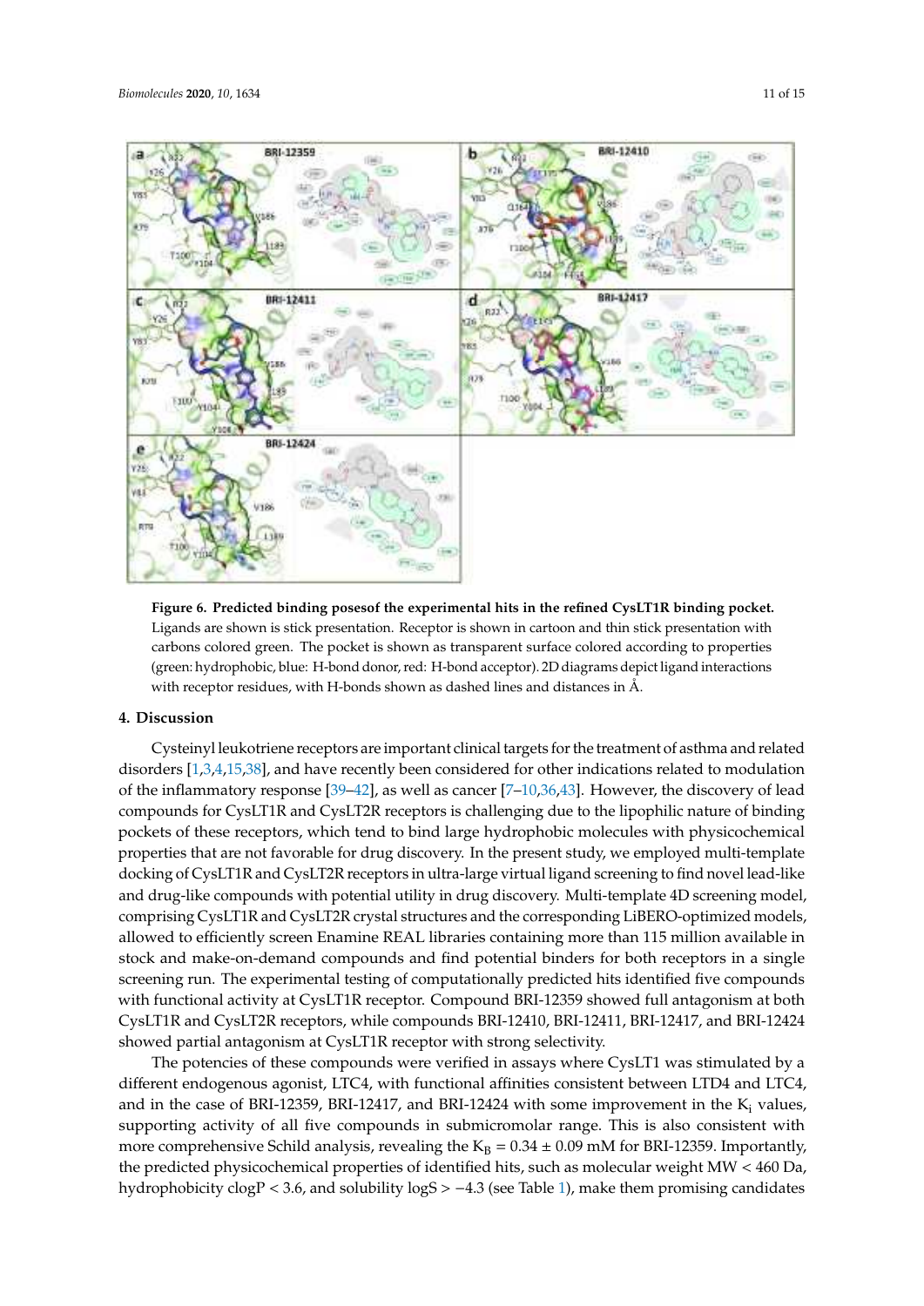**Figure 6. Predicted binding posesof the experimental hits in the refined CysLT1R binding pocket.** Ligands are shown is stick presentation. Receptor is shown in cartoon and thin stick presentation with carbons colored green. The pocket is shown as transparent surface colored according to properties (green: hydrophobic, blue: H-bond donor, red: H-bond acceptor). 2D diagrams depict ligand interactions with receptor residues, with H-bonds shown as dashed lines and distances in Å.

## 4. Discussion

Cysteinyl leukotriene receptors are important clinical targets for the treatment of asthma and related disorders [1,3,4,15,38], and have recently been considered for other indications related to modulation of the inflammatory response [39–42], as well as cancer [7–10,36,43]. However, the discovery of lead compounds for CysLT1R and CysLT2R receptors is challenging due to the lipophilic nature of binding pockets of these receptors, which tend to bind large hydrophobic molecules with physicochemical properties that are not favorable for drug discovery. In the present study, we employed multi-template docking of CysLT1R and CysLT2R receptors in ultra-large virtual ligand screening to find novel lead-like and drug-like compounds with potential utility in drug discovery. Multi-template 4D screening model, comprising CysLT1R and CysLT2R crystal structures and the corresponding LiBERO-optimized models, allowed to efficiently screen Enamine REAL libraries containing more than 115 million available in stock and make-on-demand compounds and find potential binders for both receptors in a single screening run. The experimental testing of computationally predicted hits identified five compounds with functional activity at CysLT1R receptor. Compound BRI-12359 showed full antagonism at both CysLT1R and CysLT2R receptors, while compounds BRI-12410, BRI-12411, BRI-12417, and BRI-12424 showed partial antagonism at CysLT1R receptor with strong selectivity.

The potencies of these compounds were verified in assays where CysLT1 was stimulated by a different endogenous agonist, LTC4, with functional affinities consistent between LTD4 and LTC4, and in the case of BRI-12359, BRI-12417, and BRI-12424 with some improvement in the $K_i$ values, supporting activity of all five compounds in submicromolar range. This is also consistent with more comprehensive Schild analysis, revealing the $K_B = 0.34 \pm 0.09$ mM for BRI-12359. Importantly, the predicted physicochemical properties of identified hits, such as molecular weight MW < 460 Da, hydrophobicity clogP < 3.6, and solubility logS > −4.3 (see Table 1), make them promising candidates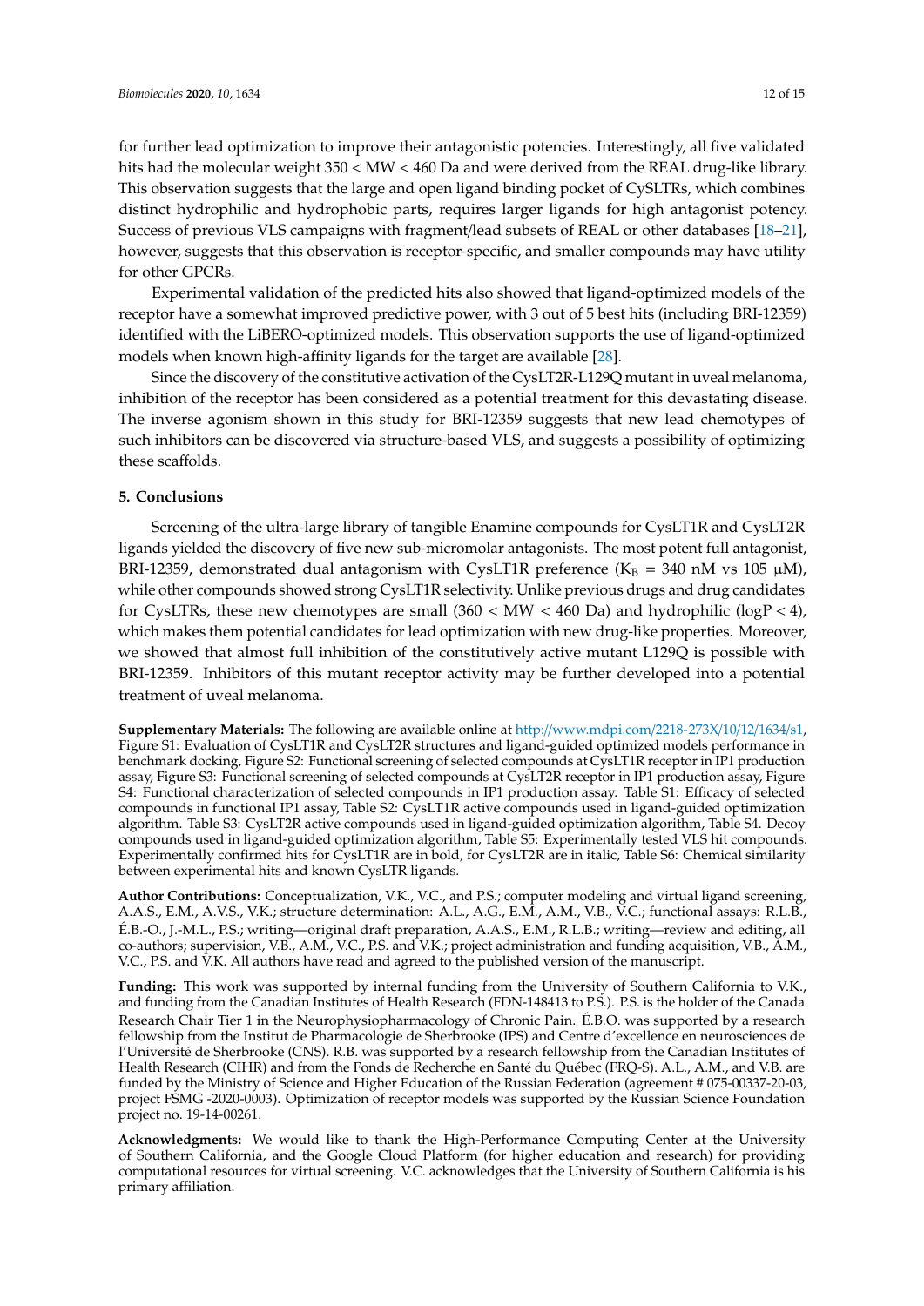for further lead optimization to improve their antagonistic potencies. Interestingly, all five validated hits had the molecular weight 350 < MW < 460 Da and were derived from the REAL drug-like library. This observation suggests that the large and open ligand binding pocket of CySLTRs, which combines distinct hydrophilic and hydrophobic parts, requires larger ligands for high antagonist potency. Success of previous VLS campaigns with fragment/lead subsets of REAL or other databases [18–21], however, suggests that this observation is receptor-specific, and smaller compounds may have utility for other GPCRs.

Experimental validation of the predicted hits also showed that ligand-optimized models of the receptor have a somewhat improved predictive power, with 3 out of 5 best hits (including BRI-12359) identified with the LiBERO-optimized models. This observation supports the use of ligand-optimized models when known high-affinity ligands for the target are available [28].

Since the discovery of the constitutive activation of the CysLT2R-L129Q mutant in uveal melanoma, inhibition of the receptor has been considered as a potential treatment for this devastating disease. The inverse agonism shown in this study for BRI-12359 suggests that new lead chemotypes of such inhibitors can be discovered via structure-based VLS, and suggests a possibility of optimizing these scaffolds.

## 5. Conclusions

Screening of the ultra-large library of tangible Enamine compounds for CysLT1R and CysLT2R ligands yielded the discovery of five new sub-micromolar antagonists. The most potent full antagonist, BRI-12359, demonstrated dual antagonism with CysLT1R preference ($K_B$ = 340 nM vs 105 μM), while other compounds showed strong CysLT1R selectivity. Unlike previous drugs and drug candidates for CysLTRs, these new chemotypes are small (360 < MW < 460 Da) and hydrophilic (logP < 4), which makes them potential candidates for lead optimization with new drug-like properties. Moreover, we showed that almost full inhibition of the constitutively active mutant L129Q is possible with BRI-12359. Inhibitors of this mutant receptor activity may be further developed into a potential treatment of uveal melanoma.

**Supplementary Materials:** The following are available online at http://www.mdpi.com/2218-273X/10/12/1634/s1, Figure S1: Evaluation of CysLT1R and CysLT2R structures and ligand-guided optimized models performance in benchmark docking, Figure S2: Functional screening of selected compounds at CysLT1R receptor in IP1 production assay, Figure S3: Functional screening of selected compounds at CysLT2R receptor in IP1 production assay, Figure S4: Functional characterization of selected compounds in IP1 production assay. Table S1: Efficacy of selected compounds in functional IP1 assay, Table S2: CysLT1R active compounds used in ligand-guided optimization algorithm. Table S3: CysLT2R active compounds used in ligand-guided optimization algorithm, Table S4. Decoy compounds used in ligand-guided optimization algorithm, Table S5: Experimentally tested VLS hit compounds. Experimentally confirmed hits for CysLT1R are in bold, for CysLT2R are in italic, Table S6: Chemical similarity between experimental hits and known CysLTR ligands.

**Author Contributions:** Conceptualization, V.K., V.C., and P.S.; computer modeling and virtual ligand screening, A.A.S., E.M., A.V.S., V.K.; structure determination: A.L., A.G., E.M., A.M., V.B., V.C.; functional assays: R.L.B., É.B.-O., J.-M.L., P.S.; writing—original draft preparation, A.A.S., E.M., R.L.B.; writing—review and editing, all co-authors; supervision, V.B., A.M., V.C., P.S. and V.K.; project administration and funding acquisition, V.B., A.M., V.C., P.S. and V.K. All authors have read and agreed to the published version of the manuscript.

**Funding:** This work was supported by internal funding from the University of Southern California to V.K., and funding from the Canadian Institutes of Health Research (FDN-148413 to P.S.). P.S. is the holder of the Canada Research Chair Tier 1 in the Neurophysiopharmacology of Chronic Pain. É.B.O. was supported by a research fellowship from the Institut de Pharmacologie de Sherbrooke (IPS) and Centre d'excellence en neurosciences de l'Université de Sherbrooke (CNS). R.B. was supported by a research fellowship from the Canadian Institutes of Health Research (CIHR) and from the Fonds de Recherche en Santé du Québec (FRQ-S). A.L., A.M., and V.B. are funded by the Ministry of Science and Higher Education of the Russian Federation (agreement # 075-00337-20-03, project FSMG -2020-0003). Optimization of receptor models was supported by the Russian Science Foundation project no. 19-14-00261.

**Acknowledgments:** We would like to thank the High-Performance Computing Center at the University of Southern California, and the Google Cloud Platform (for higher education and research) for providing computational resources for virtual screening. V.C. acknowledges that the University of Southern California is his primary affiliation.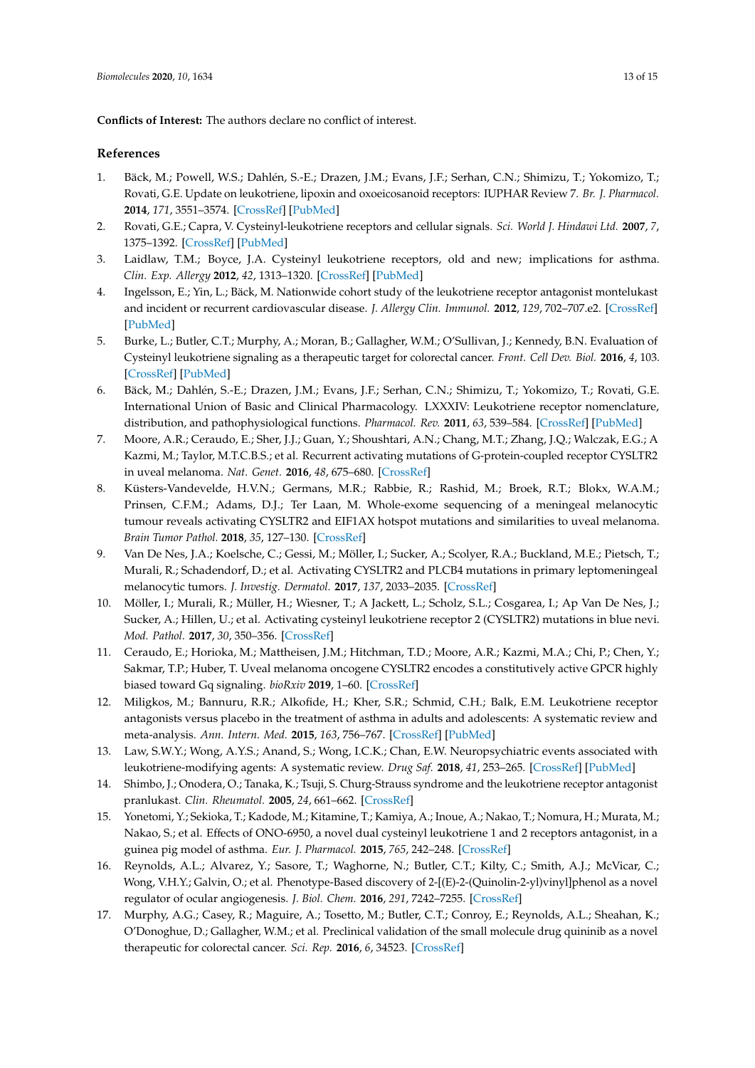**Conflicts of Interest:** The authors declare no conflict of interest.

## References

1. Bäck, M.; Powell, W.S.; Dahlén, S.-E.; Drazen, J.M.; Evans, J.F.; Serhan, C.N.; Shimizu, T.; Yokomizo, T.; Rovati, G.E. Update on leukotriene, lipoxin and oxoeicosanoid receptors: IUPHAR Review 7. *Br. J. Pharmacol.* **2014**, *171*, 3551–3574. [CrossRef] [PubMed]
2. Rovati, G.E.; Capra, V. Cysteinyl-leukotriene receptors and cellular signals. *Sci. World J. Hindawi Ltd.* **2007**, *7*, 1375–1392. [CrossRef] [PubMed]
3. Laidlaw, T.M.; Boyce, J.A. Cysteinyl leukotriene receptors, old and new; implications for asthma. *Clin. Exp. Allergy* **2012**, *42*, 1313–1320. [CrossRef] [PubMed]
4. Ingelsson, E.; Yin, L.; Bäck, M. Nationwide cohort study of the leukotriene receptor antagonist montelukast and incident or recurrent cardiovascular disease. *J. Allergy Clin. Immunol.* **2012**, *129*, 702–707.e2. [CrossRef] [PubMed]
5. Burke, L.; Butler, C.T.; Murphy, A.; Moran, B.; Gallagher, W.M.; O'Sullivan, J.; Kennedy, B.N. Evaluation of Cysteinyl leukotriene signaling as a therapeutic target for colorectal cancer. *Front. Cell Dev. Biol.* **2016**, *4*, 103. [CrossRef] [PubMed]
6. Bäck, M.; Dahlén, S.-E.; Drazen, J.M.; Evans, J.F.; Serhan, C.N.; Shimizu, T.; Yokomizo, T.; Rovati, G.E. International Union of Basic and Clinical Pharmacology. LXXXIV: Leukotriene receptor nomenclature, distribution, and pathophysiological functions. *Pharmacol. Rev.* **2011**, *63*, 539–584. [CrossRef] [PubMed]
7. Moore, A.R.; Ceraudo, E.; Sher, J.J.; Guan, Y.; Shoushtari, A.N.; Chang, M.T.; Zhang, J.Q.; Walczak, E.G.; A Kazmi, M.; Taylor, M.T.C.B.S.; et al. Recurrent activating mutations of G-protein-coupled receptor CYSLTR2 in uveal melanoma. *Nat. Genet.* **2016**, *48*, 675–680. [CrossRef]
8. Küsters-Vandevelde, H.V.N.; Germans, M.R.; Rabbie, R.; Rashid, M.; Broek, R.T.; Blokx, W.A.M.; Prinsen, C.F.M.; Adams, D.J.; Ter Laan, M. Whole-exome sequencing of a meningeal melanocytic tumour reveals activating CYSLTR2 and EIF1AX hotspot mutations and similarities to uveal melanoma. *Brain Tumor Pathol.* **2018**, *35*, 127–130. [CrossRef]
9. Van De Nes, J.A.; Koelsche, C.; Gessi, M.; Möller, I.; Sucker, A.; Scolyer, R.A.; Buckland, M.E.; Pietsch, T.; Murali, R.; Schadendorf, D.; et al. Activating CYSLTR2 and PLCB4 mutations in primary leptomeningeal melanocytic tumors. *J. Investig. Dermatol.* **2017**, *137*, 2033–2035. [CrossRef]
10. Möller, I.; Murali, R.; Müller, H.; Wiesner, T.; A Jackett, L.; Scholz, S.L.; Cosgarea, I.; Ap Van De Nes, J.; Sucker, A.; Hillen, U.; et al. Activating cysteinyl leukotriene receptor 2 (CYSLTR2) mutations in blue nevi. *Mod. Pathol.* **2017**, *30*, 350–356. [CrossRef]
11. Ceraudo, E.; Horioka, M.; Mattheisen, J.M.; Hitchman, T.D.; Moore, A.R.; Kazmi, M.A.; Chi, P.; Chen, Y.; Sakmar, T.P.; Huber, T. Uveal melanoma oncogene CYSLTR2 encodes a constitutively active GPCR highly biased toward Gq signaling. *bioRxiv* **2019**, 1–60. [CrossRef]
12. Miligkos, M.; Bannuru, R.R.; Alkofide, H.; Kher, S.R.; Schmid, C.H.; Balk, E.M. Leukotriene receptor antagonists versus placebo in the treatment of asthma in adults and adolescents: A systematic review and meta-analysis. *Ann. Intern. Med.* **2015**, *163*, 756–767. [CrossRef] [PubMed]
13. Law, S.W.Y.; Wong, A.Y.S.; Anand, S.; Wong, I.C.K.; Chan, E.W. Neuropsychiatric events associated with leukotriene-modifying agents: A systematic review. *Drug Saf.* **2018**, *41*, 253–265. [CrossRef] [PubMed]
14. Shimbo, J.; Onodera, O.; Tanaka, K.; Tsuji, S. Churg-Strauss syndrome and the leukotriene receptor antagonist pranlukast. *Clin. Rheumatol.* **2005**, *24*, 661–662. [CrossRef]
15. Yonetomi, Y.; Sekioka, T.; Kadode, M.; Kitamine, T.; Kamiya, A.; Inoue, A.; Nakao, T.; Nomura, H.; Murata, M.; Nakao, S.; et al. Effects of ONO-6950, a novel dual cysteinyl leukotriene 1 and 2 receptors antagonist, in a guinea pig model of asthma. *Eur. J. Pharmacol.* **2015**, *765*, 242–248. [CrossRef]
16. Reynolds, A.L.; Alvarez, Y.; Sasore, T.; Waghorne, N.; Butler, C.T.; Kilty, C.; Smith, A.J.; McVicar, C.; Wong, V.H.Y.; Galvin, O.; et al. Phenotype-Based discovery of 2-[(E)-2-(Quinolin-2-yl)vinyl]phenol as a novel regulator of ocular angiogenesis. *J. Biol. Chem.* **2016**, *291*, 7242–7255. [CrossRef]
17. Murphy, A.G.; Casey, R.; Maguire, A.; Tosetto, M.; Butler, C.T.; Conroy, E.; Reynolds, A.L.; Sheahan, K.; O'Donoghue, D.; Gallagher, W.M.; et al. Preclinical validation of the small molecule drug quininib as a novel therapeutic for colorectal cancer. *Sci. Rep.* **2016**, *6*, 34523. [CrossRef]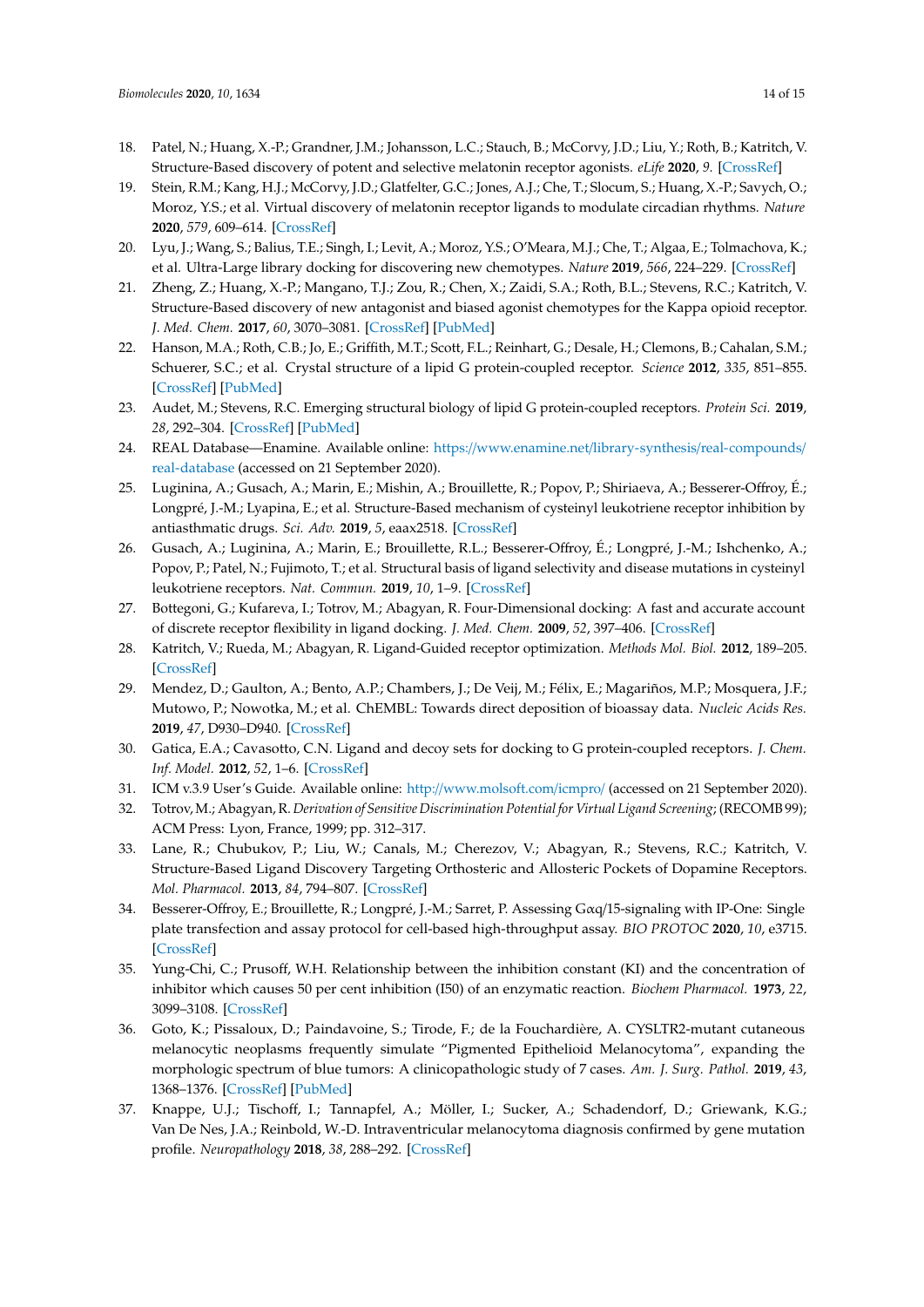18. Patel, N.; Huang, X.-P.; Grandner, J.M.; Johansson, L.C.; Stauch, B.; McCorvy, J.D.; Liu, Y.; Roth, B.; Katritch, V. Structure-Based discovery of potent and selective melatonin receptor agonists. *eLife* **2020**, *9*. [CrossRef]
19. Stein, R.M.; Kang, H.J.; McCorvy, J.D.; Glatfelter, G.C.; Jones, A.J.; Che, T.; Slocum, S.; Huang, X.-P.; Savych, O.; Moroz, Y.S.; et al. Virtual discovery of melatonin receptor ligands to modulate circadian rhythms. *Nature* **2020**, *579*, 609–614. [CrossRef]
20. Lyu, J.; Wang, S.; Balius, T.E.; Singh, I.; Levit, A.; Moroz, Y.S.; O'Meara, M.J.; Che, T.; Algaa, E.; Tolmachova, K.; et al. Ultra-Large library docking for discovering new chemotypes. *Nature* **2019**, *566*, 224–229. [CrossRef]
21. Zheng, Z.; Huang, X.-P.; Mangano, T.J.; Zou, R.; Chen, X.; Zaidi, S.A.; Roth, B.L.; Stevens, R.C.; Katritch, V. Structure-Based discovery of new antagonist and biased agonist chemotypes for the Kappa opioid receptor. *J. Med. Chem.* **2017**, *60*, 3070–3081. [CrossRef] [PubMed]
22. Hanson, M.A.; Roth, C.B.; Jo, E.; Griffith, M.T.; Scott, F.L.; Reinhart, G.; Desale, H.; Clemons, B.; Cahalan, S.M.; Schuerer, S.C.; et al. Crystal structure of a lipid G protein-coupled receptor. *Science* **2012**, *335*, 851–855. [CrossRef] [PubMed]
23. Audet, M.; Stevens, R.C. Emerging structural biology of lipid G protein-coupled receptors. *Protein Sci.* **2019**, *28*, 292–304. [CrossRef] [PubMed]
24. REAL Database—Enamine. Available online: https://www.enamine.net/library-synthesis/real-compounds/real-database (accessed on 21 September 2020).
25. Luginina, A.; Gusach, A.; Marin, E.; Mishin, A.; Brouillette, R.; Popov, P.; Shiriaeva, A.; Besserer-Offroy, É.; Longpré, J.-M.; Lyapina, E.; et al. Structure-Based mechanism of cysteinyl leukotriene receptor inhibition by antiasthmatic drugs. *Sci. Adv.* **2019**, *5*, eaax2518. [CrossRef]
26. Gusach, A.; Luginina, A.; Marin, E.; Brouillette, R.L.; Besserer-Offroy, É.; Longpré, J.-M.; Ishchenko, A.; Popov, P.; Patel, N.; Fujimoto, T.; et al. Structural basis of ligand selectivity and disease mutations in cysteinyl leukotriene receptors. *Nat. Commun.* **2019**, *10*, 1–9. [CrossRef]
27. Bottegoni, G.; Kufareva, I.; Totrov, M.; Abagyan, R. Four-Dimensional docking: A fast and accurate account of discrete receptor flexibility in ligand docking. *J. Med. Chem.* **2009**, *52*, 397–406. [CrossRef]
28. Katritch, V.; Rueda, M.; Abagyan, R. Ligand-Guided receptor optimization. *Methods Mol. Biol.* **2012**, 189–205. [CrossRef]
29. Mendez, D.; Gaulton, A.; Bento, A.P.; Chambers, J.; De Veij, M.; Félix, E.; Magariños, M.P.; Mosquera, J.F.; Mutowo, P.; Nowotka, M.; et al. ChEMBL: Towards direct deposition of bioassay data. *Nucleic Acids Res.* **2019**, *47*, D930–D940. [CrossRef]
30. Gatica, E.A.; Cavasotto, C.N. Ligand and decoy sets for docking to G protein-coupled receptors. *J. Chem. Inf. Model.* **2012**, *52*, 1–6. [CrossRef]
31. ICM v.3.9 User's Guide. Available online: http://www.molsoft.com/icmpro/ (accessed on 21 September 2020).
32. Totrov, M.; Abagyan, R. *Derivation of Sensitive Discrimination Potential for Virtual Ligand Screening*; (RECOMB 99); ACM Press: Lyon, France, 1999; pp. 312–317.
33. Lane, R.; Chubukov, P.; Liu, W.; Canals, M.; Cherezov, V.; Abagyan, R.; Stevens, R.C.; Katritch, V. Structure-Based Ligand Discovery Targeting Orthosteric and Allosteric Pockets of Dopamine Receptors. *Mol. Pharmacol.* **2013**, *84*, 794–807. [CrossRef]
34. Besserer-Offroy, E.; Brouillette, R.; Longpré, J.-M.; Sarret, P. Assessing Gαq/15-signaling with IP-One: Single plate transfection and assay protocol for cell-based high-throughput assay. *BIO PROTOC* **2020**, *10*, e3715. [CrossRef]
35. Yung-Chi, C.; Prusoff, W.H. Relationship between the inhibition constant (KI) and the concentration of inhibitor which causes 50 per cent inhibition (I50) of an enzymatic reaction. *Biochem Pharmacol.* **1973**, *22*, 3099–3108. [CrossRef]
36. Goto, K.; Pissaloux, D.; Paindavoine, S.; Tirode, F.; de la Fouchardière, A. CYSLTR2-mutant cutaneous melanocytic neoplasms frequently simulate "Pigmented Epithelioid Melanocytoma", expanding the morphologic spectrum of blue tumors: A clinicopathologic study of 7 cases. *Am. J. Surg. Pathol.* **2019**, *43*, 1368–1376. [CrossRef] [PubMed]
37. Knappe, U.J.; Tischoff, I.; Tannapfel, A.; Möller, I.; Sucker, A.; Schadendorf, D.; Griewank, K.G.; Van De Nes, J.A.; Reinbold, W.-D. Intraventricular melanocytoma diagnosis confirmed by gene mutation profile. *Neuropathology* **2018**, *38*, 288–292. [CrossRef]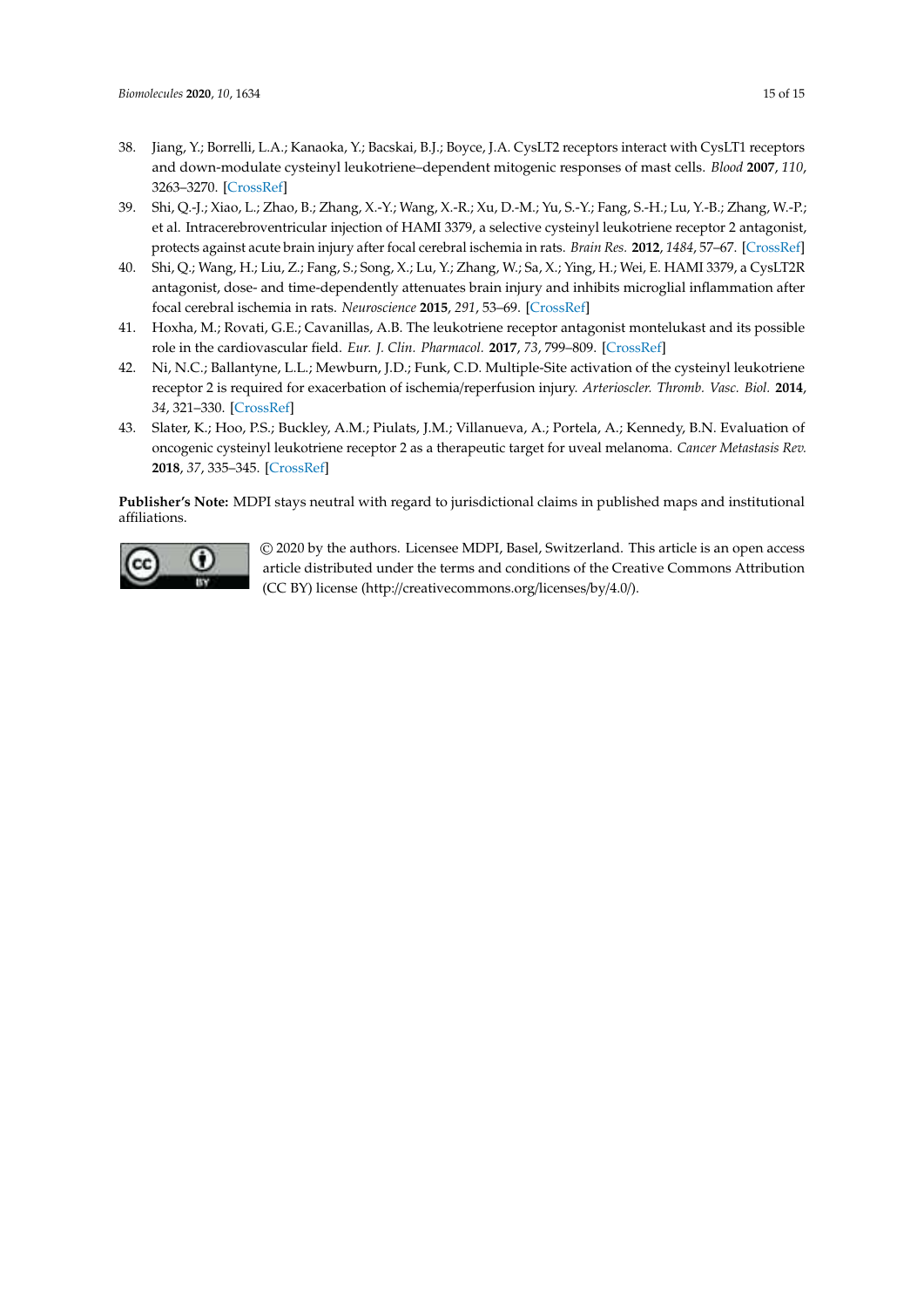38. Jiang, Y.; Borrelli, L.A.; Kanaoka, Y.; Bacskai, B.J.; Boyce, J.A. CysLT2 receptors interact with CysLT1 receptors and down-modulate cysteinyl leukotriene–dependent mitogenic responses of mast cells. *Blood* **2007**, *110*, 3263–3270. [CrossRef]
39. Shi, Q.-J.; Xiao, L.; Zhao, B.; Zhang, X.-Y.; Wang, X.-R.; Xu, D.-M.; Yu, S.-Y.; Fang, S.-H.; Lu, Y.-B.; Zhang, W.-P.; et al. Intracerebroventricular injection of HAMI 3379, a selective cysteinyl leukotriene receptor 2 antagonist, protects against acute brain injury after focal cerebral ischemia in rats. *Brain Res.* **2012**, *1484*, 57–67. [CrossRef]
40. Shi, Q.; Wang, H.; Liu, Z.; Fang, S.; Song, X.; Lu, Y.; Zhang, W.; Sa, X.; Ying, H.; Wei, E. HAMI 3379, a CysLT2R antagonist, dose- and time-dependently attenuates brain injury and inhibits microglial inflammation after focal cerebral ischemia in rats. *Neuroscience* **2015**, *291*, 53–69. [CrossRef]
41. Hoxha, M.; Rovati, G.E.; Cavanillas, A.B. The leukotriene receptor antagonist montelukast and its possible role in the cardiovascular field. *Eur. J. Clin. Pharmacol.* **2017**, *73*, 799–809. [CrossRef]
42. Ni, N.C.; Ballantyne, L.L.; Mewburn, J.D.; Funk, C.D. Multiple-Site activation of the cysteinyl leukotriene receptor 2 is required for exacerbation of ischemia/reperfusion injury. *Arterioscler. Thromb. Vasc. Biol.* **2014**, *34*, 321–330. [CrossRef]
43. Slater, K.; Hoo, P.S.; Buckley, A.M.; Piulats, J.M.; Villanueva, A.; Portela, A.; Kennedy, B.N. Evaluation of oncogenic cysteinyl leukotriene receptor 2 as a therapeutic target for uveal melanoma. *Cancer Metastasis Rev.* **2018**, *37*, 335–345. [CrossRef]

**Publisher's Note:** MDPI stays neutral with regard to jurisdictional claims in published maps and institutional affiliations.

© 2020 by the authors. Licensee MDPI, Basel, Switzerland. This article is an open access article distributed under the terms and conditions of the Creative Commons Attribution (CC BY) license (http://creativecommons.org/licenses/by/4.0/).